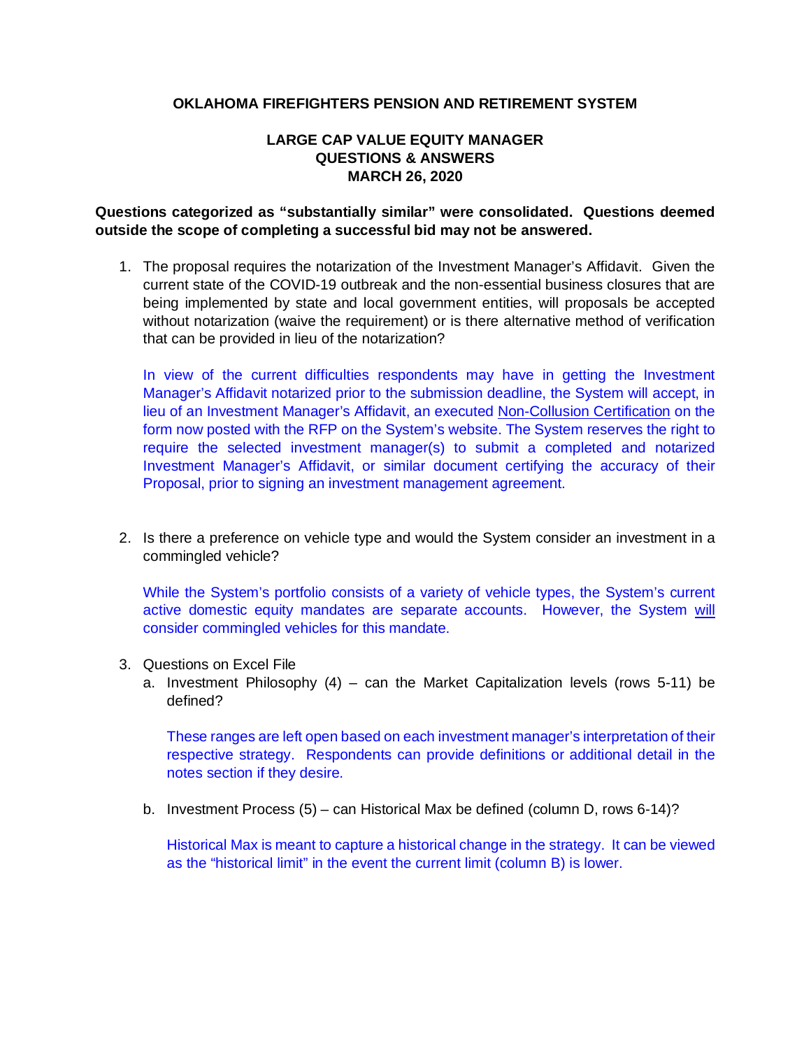**OKLAHOMA FIREFIGHTERS PENSION AND RETIREMENT SYSTEM**

**LARGE CAP VALUE EQUITY MANAGER**
**QUESTIONS & ANSWERS**
**MARCH 26, 2020**

**Questions categorized as "substantially similar" were consolidated. Questions deemed outside the scope of completing a successful bid may not be answered.**

1. The proposal requires the notarization of the Investment Manager's Affidavit. Given the current state of the COVID-19 outbreak and the non-essential business closures that are being implemented by state and local government entities, will proposals be accepted without notarization (waive the requirement) or is there alternative method of verification that can be provided in lieu of the notarization?

   In view of the current difficulties respondents may have in getting the Investment Manager's Affidavit notarized prior to the submission deadline, the System will accept, in lieu of an Investment Manager's Affidavit, an executed Non-Collusion Certification on the form now posted with the RFP on the System's website. The System reserves the right to require the selected investment manager(s) to submit a completed and notarized Investment Manager's Affidavit, or similar document certifying the accuracy of their Proposal, prior to signing an investment management agreement.

2. Is there a preference on vehicle type and would the System consider an investment in a commingled vehicle?

   While the System's portfolio consists of a variety of vehicle types, the System's current active domestic equity mandates are separate accounts. However, the System will consider commingled vehicles for this mandate.

3. Questions on Excel File
   a. Investment Philosophy (4) – can the Market Capitalization levels (rows 5-11) be defined?

      These ranges are left open based on each investment manager's interpretation of their respective strategy. Respondents can provide definitions or additional detail in the notes section if they desire.

   b. Investment Process (5) – can Historical Max be defined (column D, rows 6-14)?

      Historical Max is meant to capture a historical change in the strategy. It can be viewed as the "historical limit" in the event the current limit (column B) is lower.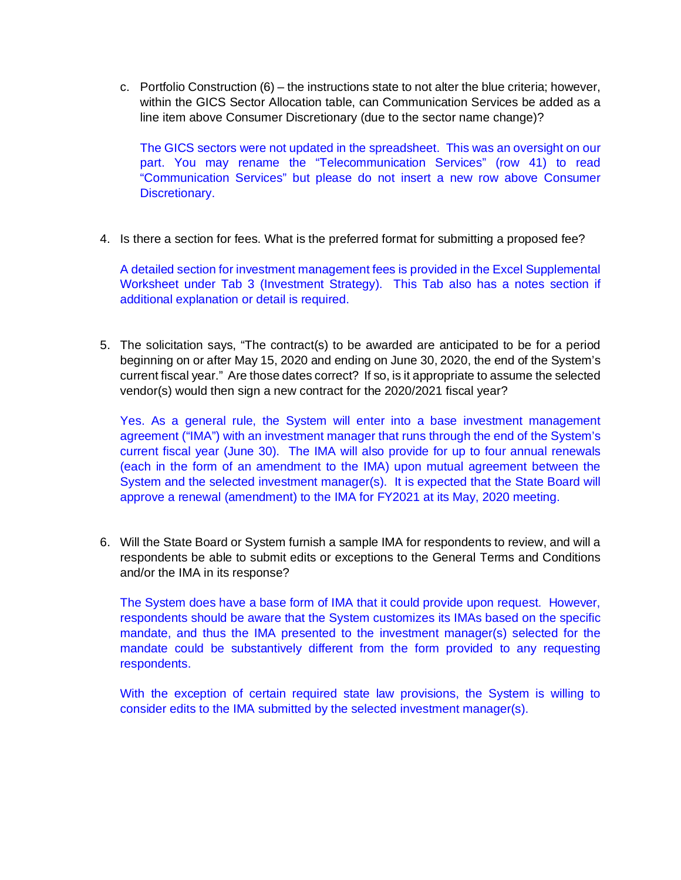c. Portfolio Construction (6) – the instructions state to not alter the blue criteria; however, within the GICS Sector Allocation table, can Communication Services be added as a line item above Consumer Discretionary (due to the sector name change)?

   The GICS sectors were not updated in the spreadsheet. This was an oversight on our part. You may rename the "Telecommunication Services" (row 41) to read "Communication Services" but please do not insert a new row above Consumer Discretionary.

4. Is there a section for fees. What is the preferred format for submitting a proposed fee?

   A detailed section for investment management fees is provided in the Excel Supplemental Worksheet under Tab 3 (Investment Strategy). This Tab also has a notes section if additional explanation or detail is required.

5. The solicitation says, "The contract(s) to be awarded are anticipated to be for a period beginning on or after May 15, 2020 and ending on June 30, 2020, the end of the System's current fiscal year." Are those dates correct? If so, is it appropriate to assume the selected vendor(s) would then sign a new contract for the 2020/2021 fiscal year?

   Yes. As a general rule, the System will enter into a base investment management agreement ("IMA") with an investment manager that runs through the end of the System's current fiscal year (June 30). The IMA will also provide for up to four annual renewals (each in the form of an amendment to the IMA) upon mutual agreement between the System and the selected investment manager(s). It is expected that the State Board will approve a renewal (amendment) to the IMA for FY2021 at its May, 2020 meeting.

6. Will the State Board or System furnish a sample IMA for respondents to review, and will a respondents be able to submit edits or exceptions to the General Terms and Conditions and/or the IMA in its response?

   The System does have a base form of IMA that it could provide upon request. However, respondents should be aware that the System customizes its IMAs based on the specific mandate, and thus the IMA presented to the investment manager(s) selected for the mandate could be substantively different from the form provided to any requesting respondents.

   With the exception of certain required state law provisions, the System is willing to consider edits to the IMA submitted by the selected investment manager(s).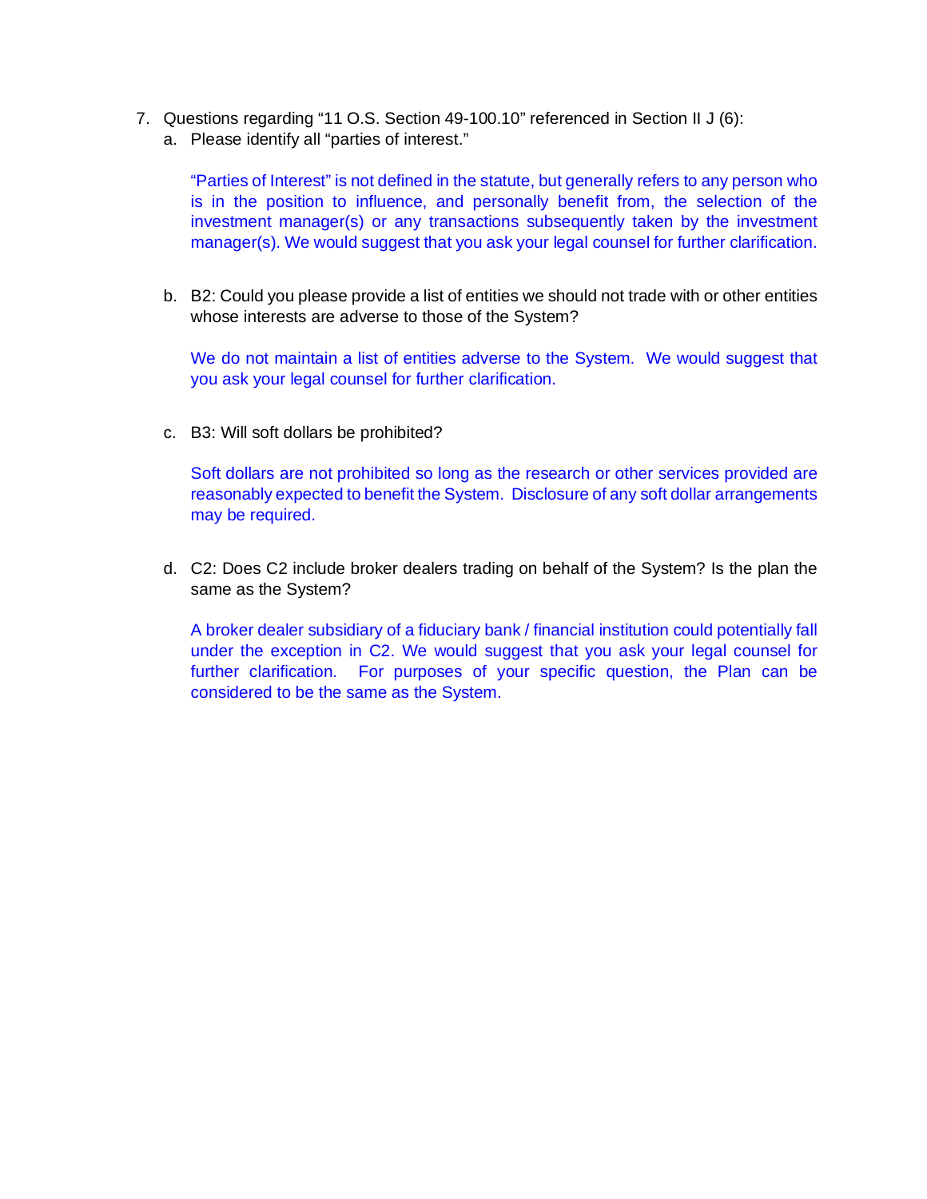7. Questions regarding "11 O.S. Section 49-100.10" referenced in Section II J (6):
   a. Please identify all "parties of interest."

      "Parties of Interest" is not defined in the statute, but generally refers to any person who is in the position to influence, and personally benefit from, the selection of the investment manager(s) or any transactions subsequently taken by the investment manager(s). We would suggest that you ask your legal counsel for further clarification.

   b. B2: Could you please provide a list of entities we should not trade with or other entities whose interests are adverse to those of the System?

      We do not maintain a list of entities adverse to the System. We would suggest that you ask your legal counsel for further clarification.

   c. B3: Will soft dollars be prohibited?

      Soft dollars are not prohibited so long as the research or other services provided are reasonably expected to benefit the System. Disclosure of any soft dollar arrangements may be required.

   d. C2: Does C2 include broker dealers trading on behalf of the System? Is the plan the same as the System?

      A broker dealer subsidiary of a fiduciary bank / financial institution could potentially fall under the exception in C2. We would suggest that you ask your legal counsel for further clarification. For purposes of your specific question, the Plan can be considered to be the same as the System.